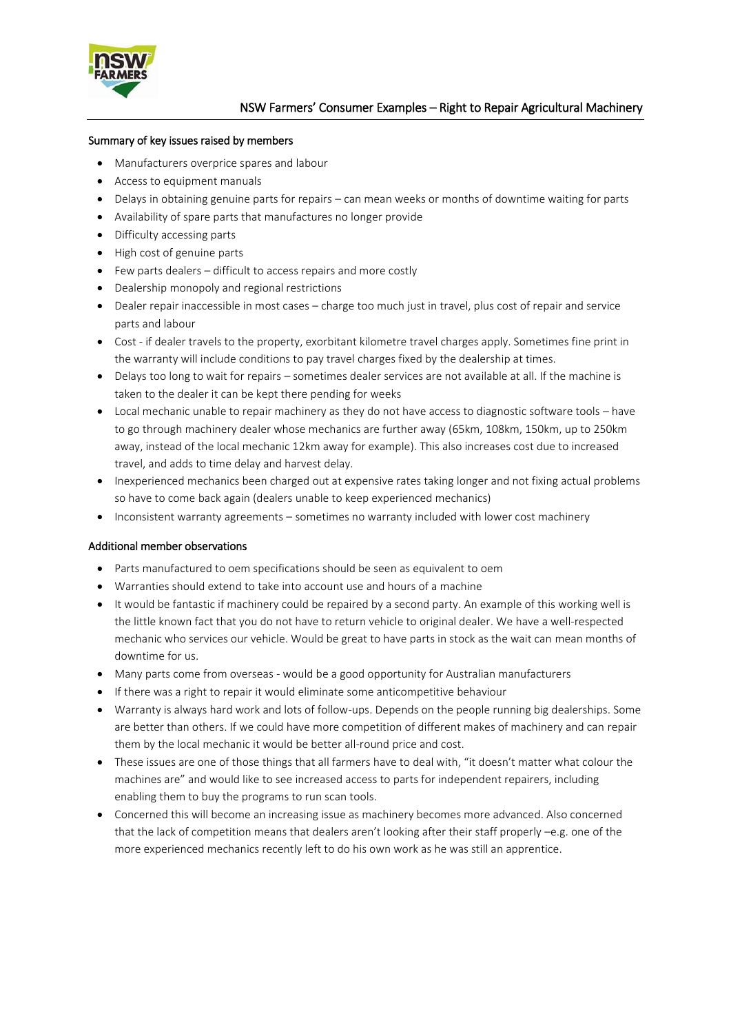# NSW Farmers' Consumer Examples – Right to Repair Agricultural Machinery

## Summary of key issues raised by members

- Manufacturers overprice spares and labour
- Access to equipment manuals
- Delays in obtaining genuine parts for repairs – can mean weeks or months of downtime waiting for parts
- Availability of spare parts that manufactures no longer provide
- Difficulty accessing parts
- High cost of genuine parts
- Few parts dealers – difficult to access repairs and more costly
- Dealership monopoly and regional restrictions
- Dealer repair inaccessible in most cases – charge too much just in travel, plus cost of repair and service parts and labour
- Cost - if dealer travels to the property, exorbitant kilometre travel charges apply. Sometimes fine print in the warranty will include conditions to pay travel charges fixed by the dealership at times.
- Delays too long to wait for repairs – sometimes dealer services are not available at all. If the machine is taken to the dealer it can be kept there pending for weeks
- Local mechanic unable to repair machinery as they do not have access to diagnostic software tools – have to go through machinery dealer whose mechanics are further away (65km, 108km, 150km, up to 250km away, instead of the local mechanic 12km away for example). This also increases cost due to increased travel, and adds to time delay and harvest delay.
- Inexperienced mechanics been charged out at expensive rates taking longer and not fixing actual problems so have to come back again (dealers unable to keep experienced mechanics)
- Inconsistent warranty agreements – sometimes no warranty included with lower cost machinery

## Additional member observations

- Parts manufactured to oem specifications should be seen as equivalent to oem
- Warranties should extend to take into account use and hours of a machine
- It would be fantastic if machinery could be repaired by a second party. An example of this working well is the little known fact that you do not have to return vehicle to original dealer. We have a well-respected mechanic who services our vehicle. Would be great to have parts in stock as the wait can mean months of downtime for us.
- Many parts come from overseas - would be a good opportunity for Australian manufacturers
- If there was a right to repair it would eliminate some anticompetitive behaviour
- Warranty is always hard work and lots of follow-ups. Depends on the people running big dealerships. Some are better than others. If we could have more competition of different makes of machinery and can repair them by the local mechanic it would be better all-round price and cost.
- These issues are one of those things that all farmers have to deal with, "it doesn't matter what colour the machines are" and would like to see increased access to parts for independent repairers, including enabling them to buy the programs to run scan tools.
- Concerned this will become an increasing issue as machinery becomes more advanced. Also concerned that the lack of competition means that dealers aren't looking after their staff properly –e.g. one of the more experienced mechanics recently left to do his own work as he was still an apprentice.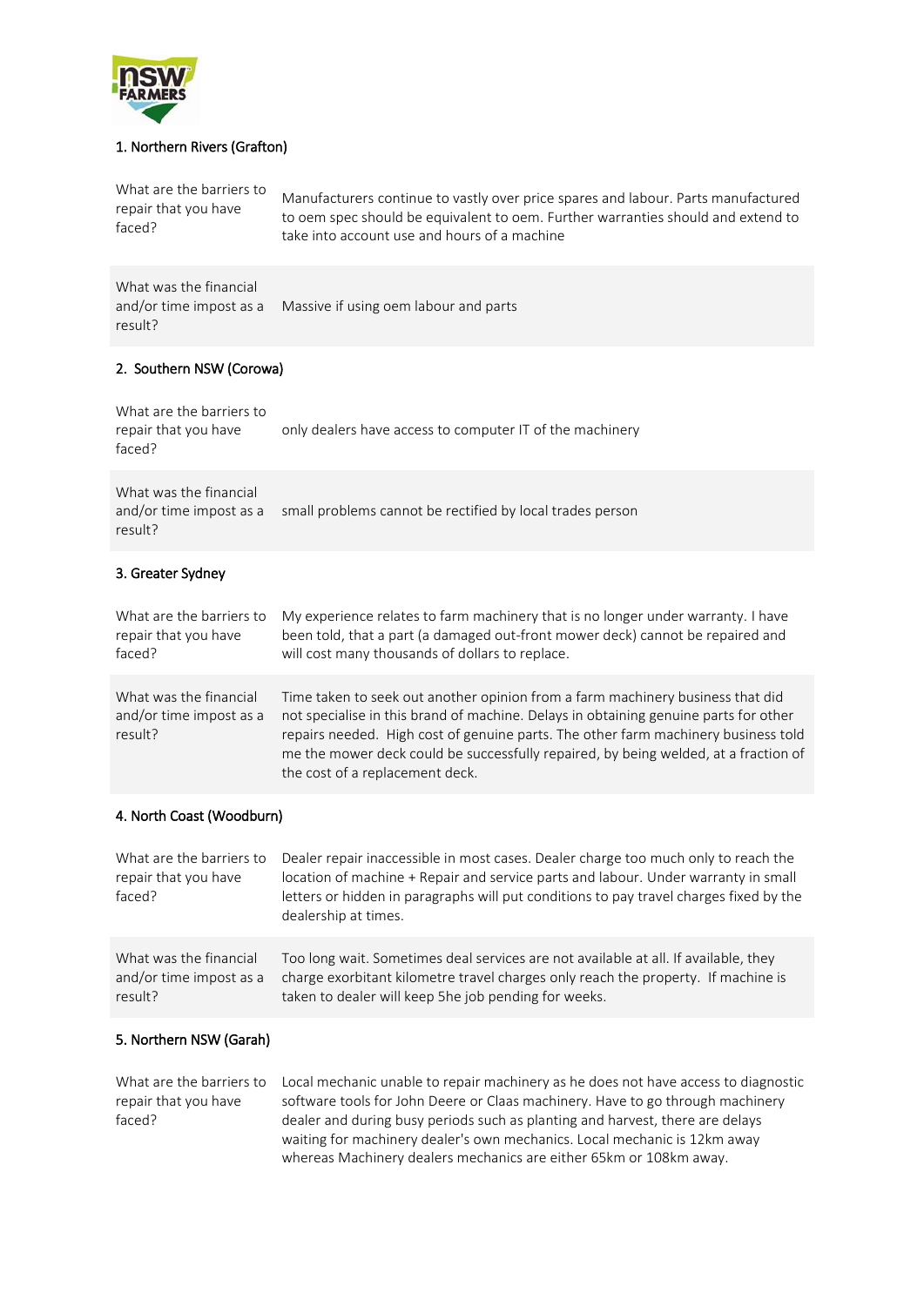## 1. Northern Rivers (Grafton)

| | |
|---|---|
| What are the barriers to repair that you have faced? | Manufacturers continue to vastly over price spares and labour. Parts manufactured to oem spec should be equivalent to oem. Further warranties should and extend to take into account use and hours of a machine |
| What was the financial and/or time impost as a result? | Massive if using oem labour and parts |

## 2. Southern NSW (Corowa)

| | |
|---|---|
| What are the barriers to repair that you have faced? | only dealers have access to computer IT of the machinery |
| What was the financial and/or time impost as a result? | small problems cannot be rectified by local trades person |

## 3. Greater Sydney

| | |
|---|---|
| What are the barriers to repair that you have faced? | My experience relates to farm machinery that is no longer under warranty. I have been told, that a part (a damaged out-front mower deck) cannot be repaired and will cost many thousands of dollars to replace. |
| What was the financial and/or time impost as a result? | Time taken to seek out another opinion from a farm machinery business that did not specialise in this brand of machine. Delays in obtaining genuine parts for other repairs needed. High cost of genuine parts. The other farm machinery business told me the mower deck could be successfully repaired, by being welded, at a fraction of the cost of a replacement deck. |

## 4. North Coast (Woodburn)

| | |
|---|---|
| What are the barriers to repair that you have faced? | Dealer repair inaccessible in most cases. Dealer charge too much only to reach the location of machine + Repair and service parts and labour. Under warranty in small letters or hidden in paragraphs will put conditions to pay travel charges fixed by the dealership at times. |
| What was the financial and/or time impost as a result? | Too long wait. Sometimes deal services are not available at all. If available, they charge exorbitant kilometre travel charges only reach the property. If machine is taken to dealer will keep 5he job pending for weeks. |

## 5. Northern NSW (Garah)

| | |
|---|---|
| What are the barriers to repair that you have faced? | Local mechanic unable to repair machinery as he does not have access to diagnostic software tools for John Deere or Claas machinery. Have to go through machinery dealer and during busy periods such as planting and harvest, there are delays waiting for machinery dealer's own mechanics. Local mechanic is 12km away whereas Machinery dealers mechanics are either 65km or 108km away. |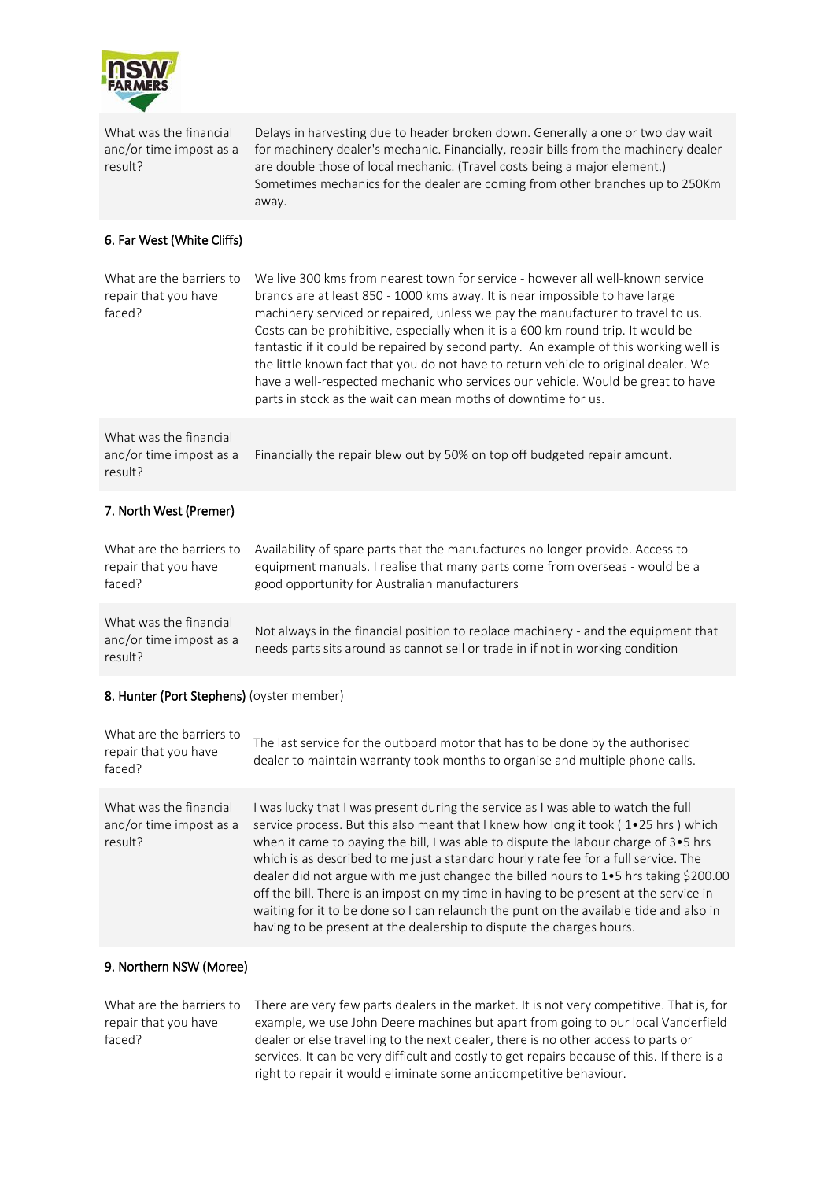| | |
|---|---|
| What was the financial and/or time impost as a result? | Delays in harvesting due to header broken down. Generally a one or two day wait for machinery dealer's mechanic. Financially, repair bills from the machinery dealer are double those of local mechanic. (Travel costs being a major element.) Sometimes mechanics for the dealer are coming from other branches up to 250Km away. |

**6. Far West (White Cliffs)**

| | |
|---|---|
| What are the barriers to repair that you have faced? | We live 300 kms from nearest town for service - however all well-known service brands are at least 850 - 1000 kms away. It is near impossible to have large machinery serviced or repaired, unless we pay the manufacturer to travel to us. Costs can be prohibitive, especially when it is a 600 km round trip. It would be fantastic if it could be repaired by second party. An example of this working well is the little known fact that you do not have to return vehicle to original dealer. We have a well-respected mechanic who services our vehicle. Would be great to have parts in stock as the wait can mean moths of downtime for us. |
| What was the financial and/or time impost as a result? | Financially the repair blew out by 50% on top off budgeted repair amount. |

**7. North West (Premer)**

| | |
|---|---|
| What are the barriers to repair that you have faced? | Availability of spare parts that the manufactures no longer provide. Access to equipment manuals. I realise that many parts come from overseas - would be a good opportunity for Australian manufacturers |
| What was the financial and/or time impost as a result? | Not always in the financial position to replace machinery - and the equipment that needs parts sits around as cannot sell or trade in if not in working condition |

**8. Hunter (Port Stephens)** (oyster member)

| | |
|---|---|
| What are the barriers to repair that you have faced? | The last service for the outboard motor that has to be done by the authorised dealer to maintain warranty took months to organise and multiple phone calls. |
| What was the financial and/or time impost as a result? | I was lucky that I was present during the service as I was able to watch the full service process. But this also meant that I knew how long it took ( 1•25 hrs ) which when it came to paying the bill, I was able to dispute the labour charge of 3•5 hrs which is as described to me just a standard hourly rate fee for a full service. The dealer did not argue with me just changed the billed hours to 1•5 hrs taking $200.00 off the bill. There is an impost on my time in having to be present at the service in waiting for it to be done so I can relaunch the punt on the available tide and also in having to be present at the dealership to dispute the charges hours. |

**9. Northern NSW (Moree)**

| | |
|---|---|
| What are the barriers to repair that you have faced? | There are very few parts dealers in the market. It is not very competitive. That is, for example, we use John Deere machines but apart from going to our local Vanderfield dealer or else travelling to the next dealer, there is no other access to parts or services. It can be very difficult and costly to get repairs because of this. If there is a right to repair it would eliminate some anticompetitive behaviour. |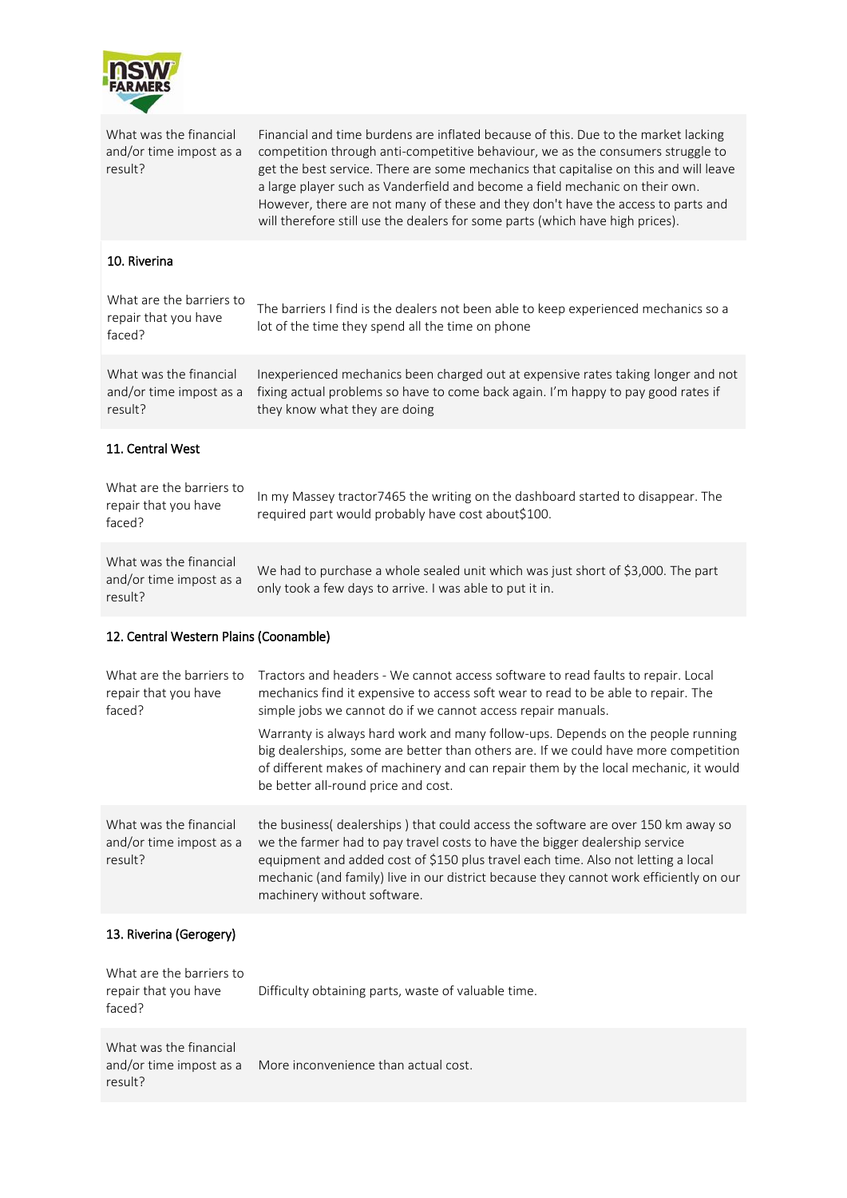| | |
|---|---|
| What was the financial and/or time impost as a result? | Financial and time burdens are inflated because of this. Due to the market lacking competition through anti-competitive behaviour, we as the consumers struggle to get the best service. There are some mechanics that capitalise on this and will leave a large player such as Vanderfield and become a field mechanic on their own. However, there are not many of these and they don't have the access to parts and will therefore still use the dealers for some parts (which have high prices). |

### 10. Riverina

| | |
|---|---|
| What are the barriers to repair that you have faced? | The barriers I find is the dealers not been able to keep experienced mechanics so a lot of the time they spend all the time on phone |
| What was the financial and/or time impost as a result? | Inexperienced mechanics been charged out at expensive rates taking longer and not fixing actual problems so have to come back again. I'm happy to pay good rates if they know what they are doing |

### 11. Central West

| | |
|---|---|
| What are the barriers to repair that you have faced? | In my Massey tractor7465 the writing on the dashboard started to disappear. The required part would probably have cost about$100. |
| What was the financial and/or time impost as a result? | We had to purchase a whole sealed unit which was just short of $3,000. The part only took a few days to arrive. I was able to put it in. |

### 12. Central Western Plains (Coonamble)

| | |
|---|---|
| What are the barriers to repair that you have faced? | Tractors and headers - We cannot access software to read faults to repair. Local mechanics find it expensive to access soft wear to read to be able to repair. The simple jobs we cannot do if we cannot access repair manuals.<br><br>Warranty is always hard work and many follow-ups. Depends on the people running big dealerships, some are better than others are. If we could have more competition of different makes of machinery and can repair them by the local mechanic, it would be better all-round price and cost. |
| What was the financial and/or time impost as a result? | the business( dealerships ) that could access the software are over 150 km away so we the farmer had to pay travel costs to have the bigger dealership service equipment and added cost of $150 plus travel each time. Also not letting a local mechanic (and family) live in our district because they cannot work efficiently on our machinery without software. |

### 13. Riverina (Gerogery)

| | |
|---|---|
| What are the barriers to repair that you have faced? | Difficulty obtaining parts, waste of valuable time. |
| What was the financial and/or time impost as a result? | More inconvenience than actual cost. |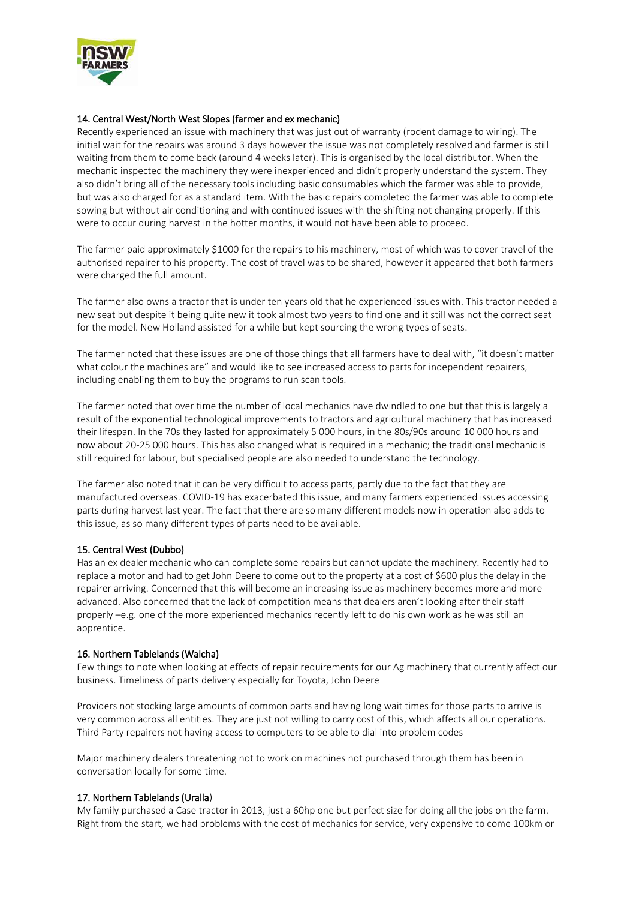#### 14. Central West/North West Slopes (farmer and ex mechanic)

Recently experienced an issue with machinery that was just out of warranty (rodent damage to wiring). The initial wait for the repairs was around 3 days however the issue was not completely resolved and farmer is still waiting from them to come back (around 4 weeks later). This is organised by the local distributor. When the mechanic inspected the machinery they were inexperienced and didn't properly understand the system. They also didn't bring all of the necessary tools including basic consumables which the farmer was able to provide, but was also charged for as a standard item. With the basic repairs completed the farmer was able to complete sowing but without air conditioning and with continued issues with the shifting not changing properly. If this were to occur during harvest in the hotter months, it would not have been able to proceed.

The farmer paid approximately $1000 for the repairs to his machinery, most of which was to cover travel of the authorised repairer to his property. The cost of travel was to be shared, however it appeared that both farmers were charged the full amount.

The farmer also owns a tractor that is under ten years old that he experienced issues with. This tractor needed a new seat but despite it being quite new it took almost two years to find one and it still was not the correct seat for the model. New Holland assisted for a while but kept sourcing the wrong types of seats.

The farmer noted that these issues are one of those things that all farmers have to deal with, "it doesn't matter what colour the machines are" and would like to see increased access to parts for independent repairers, including enabling them to buy the programs to run scan tools.

The farmer noted that over time the number of local mechanics have dwindled to one but that this is largely a result of the exponential technological improvements to tractors and agricultural machinery that has increased their lifespan. In the 70s they lasted for approximately 5 000 hours, in the 80s/90s around 10 000 hours and now about 20-25 000 hours. This has also changed what is required in a mechanic; the traditional mechanic is still required for labour, but specialised people are also needed to understand the technology.

The farmer also noted that it can be very difficult to access parts, partly due to the fact that they are manufactured overseas. COVID-19 has exacerbated this issue, and many farmers experienced issues accessing parts during harvest last year. The fact that there are so many different models now in operation also adds to this issue, as so many different types of parts need to be available.

#### 15. Central West (Dubbo)

Has an ex dealer mechanic who can complete some repairs but cannot update the machinery. Recently had to replace a motor and had to get John Deere to come out to the property at a cost of $600 plus the delay in the repairer arriving. Concerned that this will become an increasing issue as machinery becomes more and more advanced. Also concerned that the lack of competition means that dealers aren't looking after their staff properly –e.g. one of the more experienced mechanics recently left to do his own work as he was still an apprentice.

#### 16. Northern Tablelands (Walcha)

Few things to note when looking at effects of repair requirements for our Ag machinery that currently affect our business. Timeliness of parts delivery especially for Toyota, John Deere

Providers not stocking large amounts of common parts and having long wait times for those parts to arrive is very common across all entities. They are just not willing to carry cost of this, which affects all our operations. Third Party repairers not having access to computers to be able to dial into problem codes

Major machinery dealers threatening not to work on machines not purchased through them has been in conversation locally for some time.

#### 17. Northern Tablelands (Uralla)

My family purchased a Case tractor in 2013, just a 60hp one but perfect size for doing all the jobs on the farm. Right from the start, we had problems with the cost of mechanics for service, very expensive to come 100km or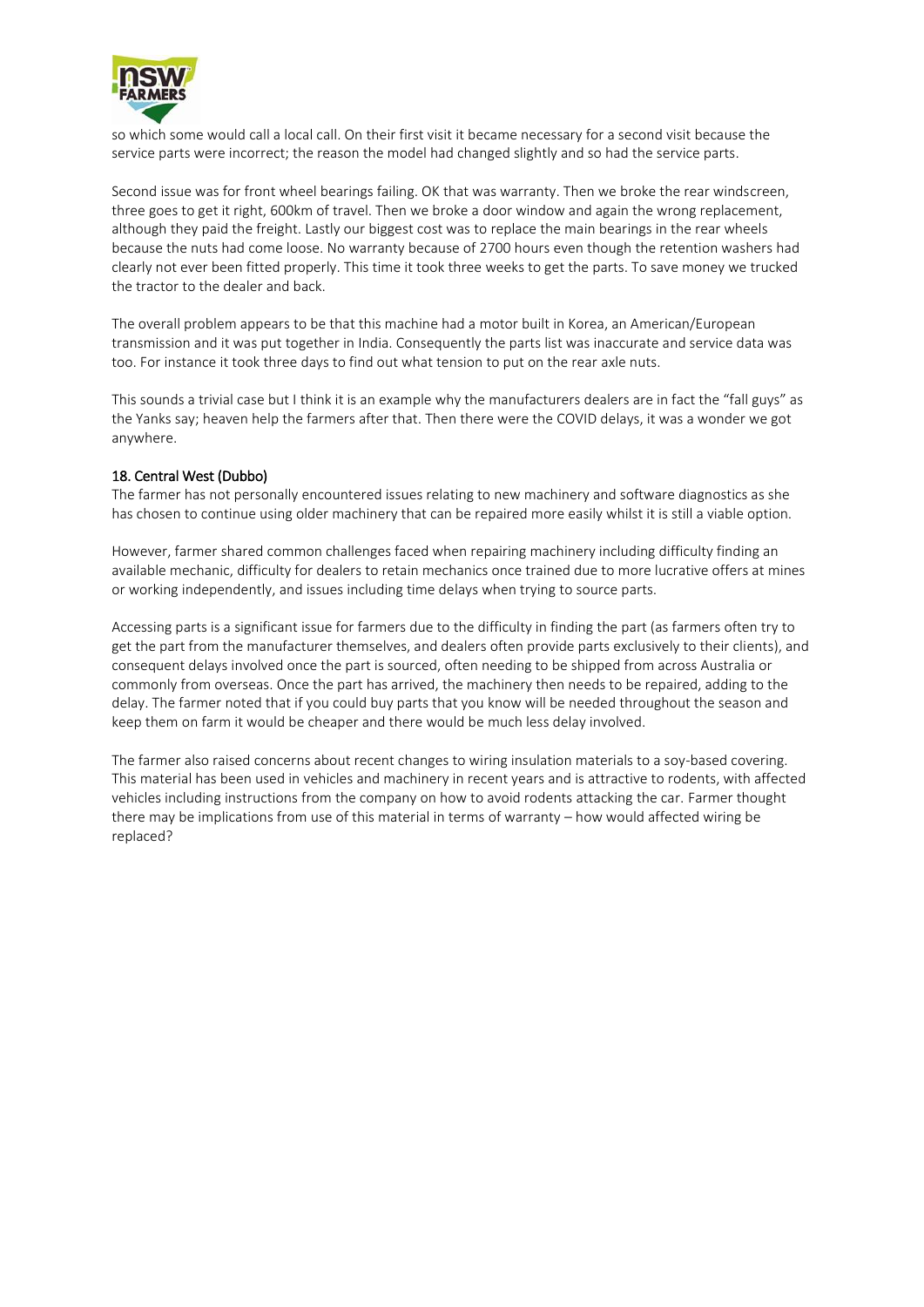so which some would call a local call. On their first visit it became necessary for a second visit because the service parts were incorrect; the reason the model had changed slightly and so had the service parts.

Second issue was for front wheel bearings failing. OK that was warranty. Then we broke the rear windscreen, three goes to get it right, 600km of travel. Then we broke a door window and again the wrong replacement, although they paid the freight. Lastly our biggest cost was to replace the main bearings in the rear wheels because the nuts had come loose. No warranty because of 2700 hours even though the retention washers had clearly not ever been fitted properly. This time it took three weeks to get the parts. To save money we trucked the tractor to the dealer and back.

The overall problem appears to be that this machine had a motor built in Korea, an American/European transmission and it was put together in India. Consequently the parts list was inaccurate and service data was too. For instance it took three days to find out what tension to put on the rear axle nuts.

This sounds a trivial case but I think it is an example why the manufacturers dealers are in fact the "fall guys" as the Yanks say; heaven help the farmers after that. Then there were the COVID delays, it was a wonder we got anywhere.

### 18. Central West (Dubbo)

The farmer has not personally encountered issues relating to new machinery and software diagnostics as she has chosen to continue using older machinery that can be repaired more easily whilst it is still a viable option.

However, farmer shared common challenges faced when repairing machinery including difficulty finding an available mechanic, difficulty for dealers to retain mechanics once trained due to more lucrative offers at mines or working independently, and issues including time delays when trying to source parts.

Accessing parts is a significant issue for farmers due to the difficulty in finding the part (as farmers often try to get the part from the manufacturer themselves, and dealers often provide parts exclusively to their clients), and consequent delays involved once the part is sourced, often needing to be shipped from across Australia or commonly from overseas. Once the part has arrived, the machinery then needs to be repaired, adding to the delay. The farmer noted that if you could buy parts that you know will be needed throughout the season and keep them on farm it would be cheaper and there would be much less delay involved.

The farmer also raised concerns about recent changes to wiring insulation materials to a soy-based covering. This material has been used in vehicles and machinery in recent years and is attractive to rodents, with affected vehicles including instructions from the company on how to avoid rodents attacking the car. Farmer thought there may be implications from use of this material in terms of warranty – how would affected wiring be replaced?